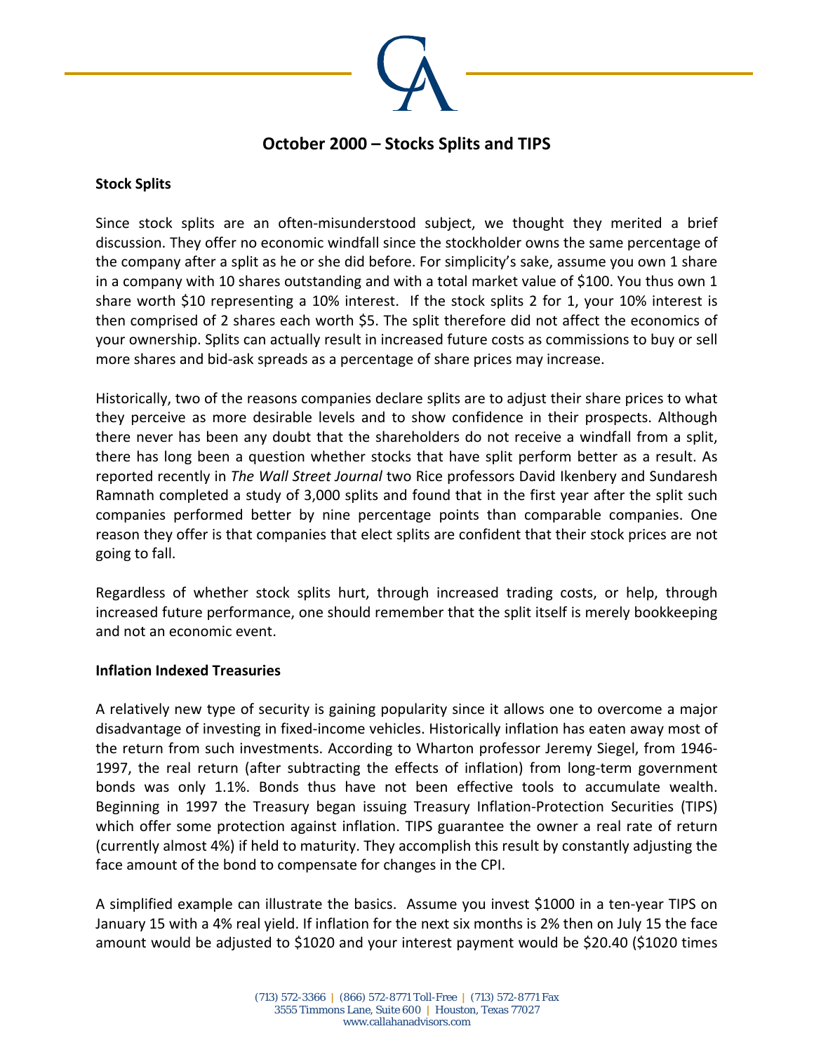# October 2000 – Stocks Splits and TIPS

## Stock Splits

Since stock splits are an often-misunderstood subject, we thought they merited a brief discussion. They offer no economic windfall since the stockholder owns the same percentage of the company after a split as he or she did before. For simplicity's sake, assume you own 1 share in a company with 10 shares outstanding and with a total market value of $100. You thus own 1 share worth $10 representing a 10% interest. If the stock splits 2 for 1, your 10% interest is then comprised of 2 shares each worth $5. The split therefore did not affect the economics of your ownership. Splits can actually result in increased future costs as commissions to buy or sell more shares and bid-ask spreads as a percentage of share prices may increase.

Historically, two of the reasons companies declare splits are to adjust their share prices to what they perceive as more desirable levels and to show confidence in their prospects. Although there never has been any doubt that the shareholders do not receive a windfall from a split, there has long been a question whether stocks that have split perform better as a result. As reported recently in *The Wall Street Journal* two Rice professors David Ikenbery and Sundaresh Ramnath completed a study of 3,000 splits and found that in the first year after the split such companies performed better by nine percentage points than comparable companies. One reason they offer is that companies that elect splits are confident that their stock prices are not going to fall.

Regardless of whether stock splits hurt, through increased trading costs, or help, through increased future performance, one should remember that the split itself is merely bookkeeping and not an economic event.

## Inflation Indexed Treasuries

A relatively new type of security is gaining popularity since it allows one to overcome a major disadvantage of investing in fixed-income vehicles. Historically inflation has eaten away most of the return from such investments. According to Wharton professor Jeremy Siegel, from 1946-1997, the real return (after subtracting the effects of inflation) from long-term government bonds was only 1.1%. Bonds thus have not been effective tools to accumulate wealth. Beginning in 1997 the Treasury began issuing Treasury Inflation-Protection Securities (TIPS) which offer some protection against inflation. TIPS guarantee the owner a real rate of return (currently almost 4%) if held to maturity. They accomplish this result by constantly adjusting the face amount of the bond to compensate for changes in the CPI.

A simplified example can illustrate the basics. Assume you invest $1000 in a ten-year TIPS on January 15 with a 4% real yield. If inflation for the next six months is 2% then on July 15 the face amount would be adjusted to $1020 and your interest payment would be $20.40 ($1020 times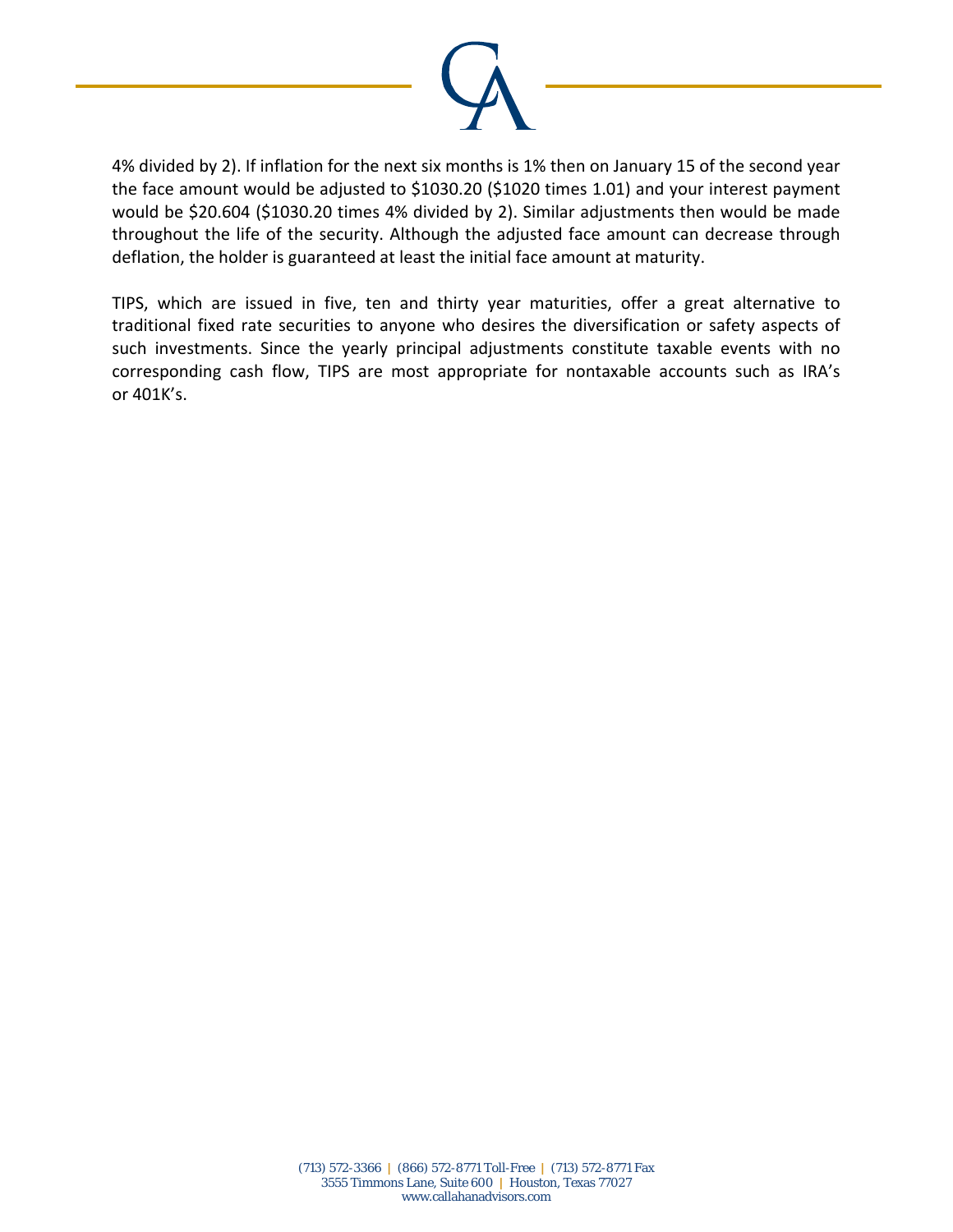4% divided by 2). If inflation for the next six months is 1% then on January 15 of the second year the face amount would be adjusted to $1030.20 ($1020 times 1.01) and your interest payment would be $20.604 ($1030.20 times 4% divided by 2). Similar adjustments then would be made throughout the life of the security. Although the adjusted face amount can decrease through deflation, the holder is guaranteed at least the initial face amount at maturity.

TIPS, which are issued in five, ten and thirty year maturities, offer a great alternative to traditional fixed rate securities to anyone who desires the diversification or safety aspects of such investments. Since the yearly principal adjustments constitute taxable events with no corresponding cash flow, TIPS are most appropriate for nontaxable accounts such as IRA's or 401K's.